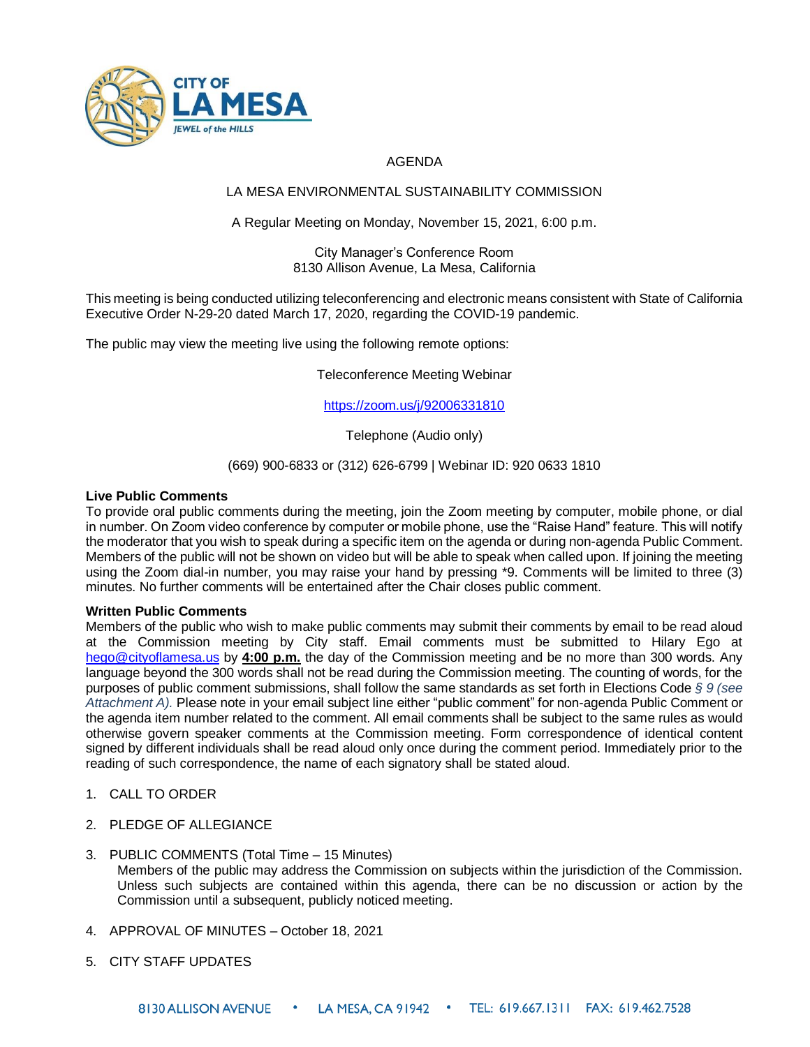CITY OF LA MESA

JEWEL of the HILLS

# AGENDA

## LA MESA ENVIRONMENTAL SUSTAINABILITY COMMISSION

A Regular Meeting on Monday, November 15, 2021, 6:00 p.m.

City Manager's Conference Room
8130 Allison Avenue, La Mesa, California

This meeting is being conducted utilizing teleconferencing and electronic means consistent with State of California Executive Order N-29-20 dated March 17, 2020, regarding the COVID-19 pandemic.

The public may view the meeting live using the following remote options:

Teleconference Meeting Webinar

https://zoom.us/j/92006331810

Telephone (Audio only)

(669) 900-6833 or (312) 626-6799 | Webinar ID: 920 0633 1810

**Live Public Comments**

To provide oral public comments during the meeting, join the Zoom meeting by computer, mobile phone, or dial in number. On Zoom video conference by computer or mobile phone, use the "Raise Hand" feature. This will notify the moderator that you wish to speak during a specific item on the agenda or during non-agenda Public Comment. Members of the public will not be shown on video but will be able to speak when called upon. If joining the meeting using the Zoom dial-in number, you may raise your hand by pressing *9. Comments will be limited to three (3) minutes. No further comments will be entertained after the Chair closes public comment.

**Written Public Comments**

Members of the public who wish to make public comments may submit their comments by email to be read aloud at the Commission meeting by City staff. Email comments must be submitted to Hilary Ego at hego@cityoflamesa.us by **4:00 p.m.** the day of the Commission meeting and be no more than 300 words. Any language beyond the 300 words shall not be read during the Commission meeting. The counting of words, for the purposes of public comment submissions, shall follow the same standards as set forth in Elections Code *§ 9 (see Attachment A).* Please note in your email subject line either "public comment" for non-agenda Public Comment or the agenda item number related to the comment. All email comments shall be subject to the same rules as would otherwise govern speaker comments at the Commission meeting. Form correspondence of identical content signed by different individuals shall be read aloud only once during the comment period. Immediately prior to the reading of such correspondence, the name of each signatory shall be stated aloud.

1. CALL TO ORDER

2. PLEDGE OF ALLEGIANCE

3. PUBLIC COMMENTS (Total Time – 15 Minutes)
   Members of the public may address the Commission on subjects within the jurisdiction of the Commission. Unless such subjects are contained within this agenda, there can be no discussion or action by the Commission until a subsequent, publicly noticed meeting.

4. APPROVAL OF MINUTES – October 18, 2021

5. CITY STAFF UPDATES

8130 ALLISON AVENUE • LA MESA, CA 91942 • TEL: 619.667.1311 FAX: 619.462.7528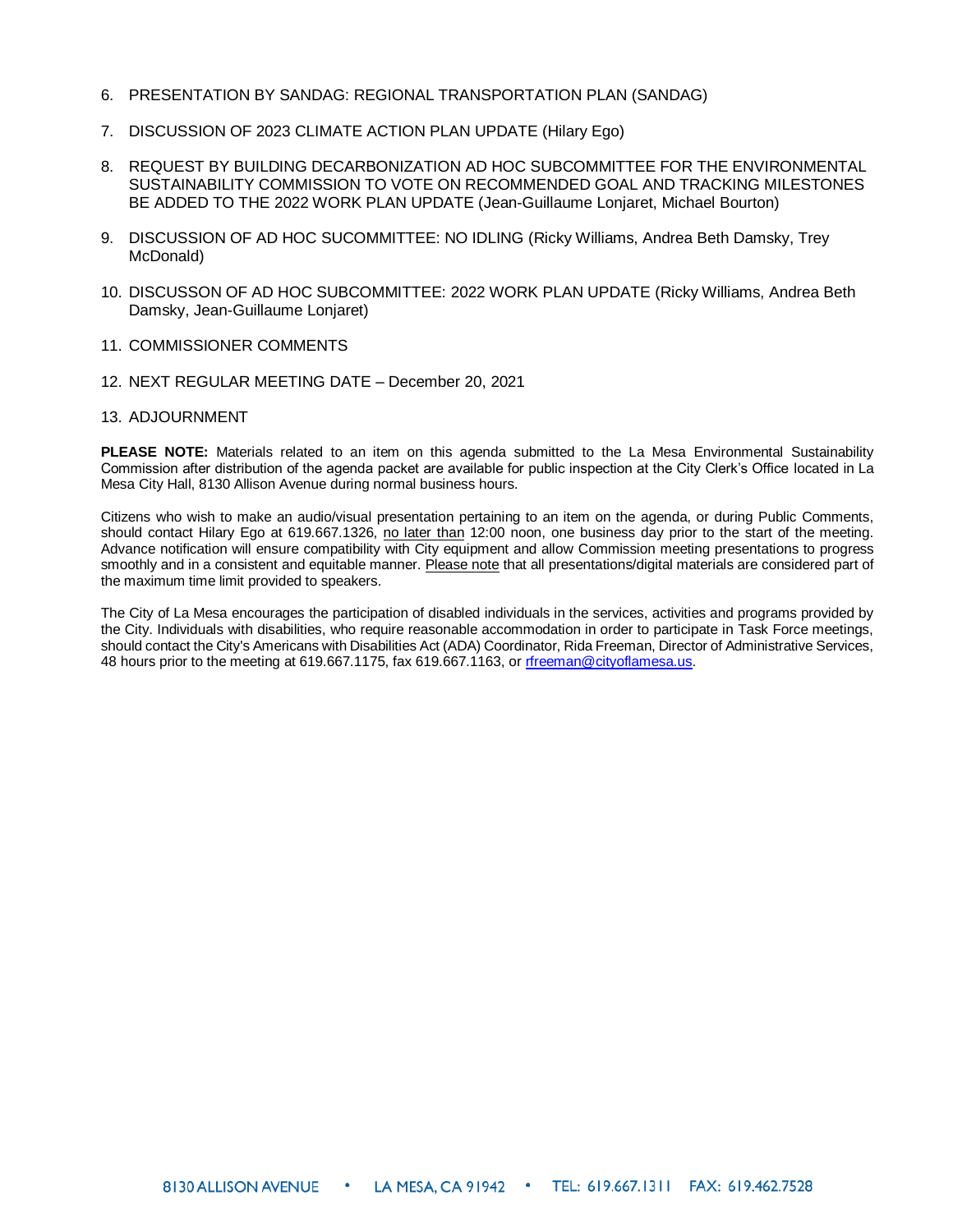6. PRESENTATION BY SANDAG: REGIONAL TRANSPORTATION PLAN (SANDAG)

7. DISCUSSION OF 2023 CLIMATE ACTION PLAN UPDATE (Hilary Ego)

8. REQUEST BY BUILDING DECARBONIZATION AD HOC SUBCOMMITTEE FOR THE ENVIRONMENTAL SUSTAINABILITY COMMISSION TO VOTE ON RECOMMENDED GOAL AND TRACKING MILESTONES BE ADDED TO THE 2022 WORK PLAN UPDATE (Jean-Guillaume Lonjaret, Michael Bourton)

9. DISCUSSION OF AD HOC SUCOMMITTEE: NO IDLING (Ricky Williams, Andrea Beth Damsky, Trey McDonald)

10. DISCUSSON OF AD HOC SUBCOMMITTEE: 2022 WORK PLAN UPDATE (Ricky Williams, Andrea Beth Damsky, Jean-Guillaume Lonjaret)

11. COMMISSIONER COMMENTS

12. NEXT REGULAR MEETING DATE – December 20, 2021

13. ADJOURNMENT

**PLEASE NOTE:** Materials related to an item on this agenda submitted to the La Mesa Environmental Sustainability Commission after distribution of the agenda packet are available for public inspection at the City Clerk's Office located in La Mesa City Hall, 8130 Allison Avenue during normal business hours.

Citizens who wish to make an audio/visual presentation pertaining to an item on the agenda, or during Public Comments, should contact Hilary Ego at 619.667.1326, no later than 12:00 noon, one business day prior to the start of the meeting. Advance notification will ensure compatibility with City equipment and allow Commission meeting presentations to progress smoothly and in a consistent and equitable manner. Please note that all presentations/digital materials are considered part of the maximum time limit provided to speakers.

The City of La Mesa encourages the participation of disabled individuals in the services, activities and programs provided by the City. Individuals with disabilities, who require reasonable accommodation in order to participate in Task Force meetings, should contact the City's Americans with Disabilities Act (ADA) Coordinator, Rida Freeman, Director of Administrative Services, 48 hours prior to the meeting at 619.667.1175, fax 619.667.1163, or rfreeman@cityoflamesa.us.

8130 ALLISON AVENUE • LA MESA, CA 91942 • TEL: 619.667.1311 FAX: 619.462.7528